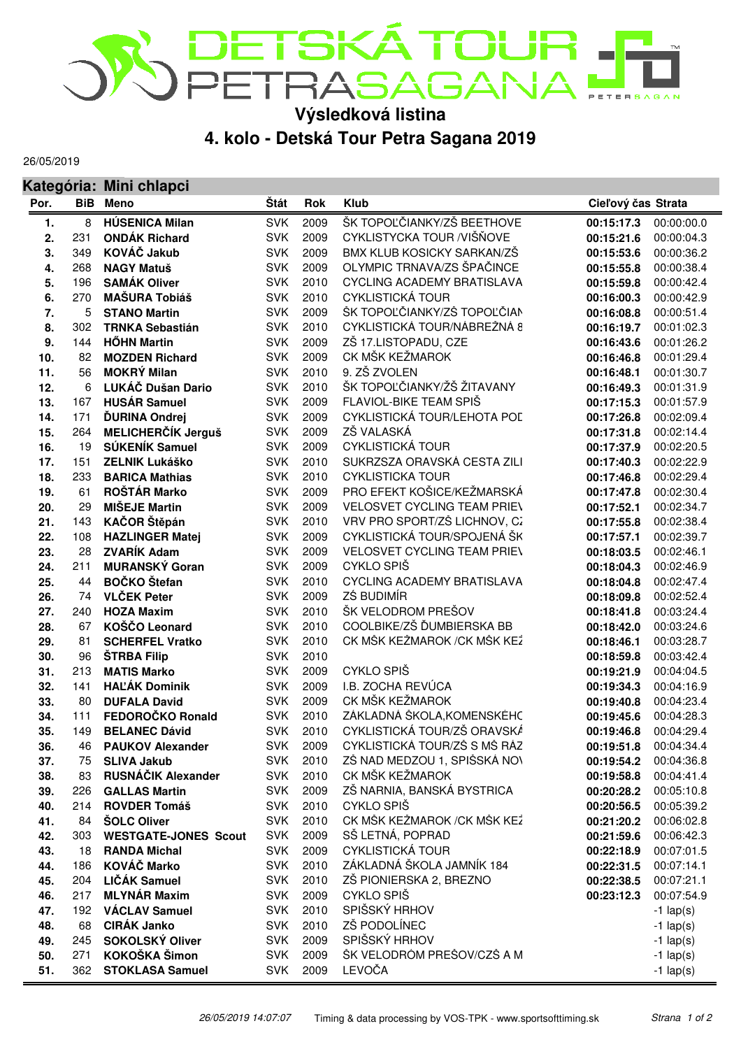# DETSKÁ TOUR PETRA SAGANA

## Výsledková listina

## 4. kolo - Detská Tour Petra Sagana 2019

26/05/2019

### Kategória: Mini chlapci

| Por. | BiB | Meno | Štát | Rok | Klub | Cieľový čas | Strata |
|---|---|---|---|---|---|---|---|
| 1. | 8 | **HÚSENICA Milan** | SVK | 2009 | ŠK TOPOĽČIANKY/ZŠ BEETHOVE | **00:15:17.3** | 00:00:00.0 |
| 2. | 231 | **ONDÁK Richard** | SVK | 2009 | CYKLISTYCKA TOUR /VIŠŇOVE | **00:15:21.6** | 00:00:04.3 |
| 3. | 349 | **KOVÁČ Jakub** | SVK | 2009 | BMX KLUB KOSICKY SARKAN/ZŠ | **00:15:53.6** | 00:00:36.2 |
| 4. | 268 | **NAGY Matuš** | SVK | 2009 | OLYMPIC TRNAVA/ZS ŠPAČINCE | **00:15:55.8** | 00:00:38.4 |
| 5. | 196 | **SAMÁK Oliver** | SVK | 2010 | CYCLING ACADEMY BRATISLAVA | **00:15:59.8** | 00:00:42.4 |
| 6. | 270 | **MAŠURA Tobiáš** | SVK | 2010 | CYKLISTICKÁ TOUR | **00:16:00.3** | 00:00:42.9 |
| 7. | 5 | **STANO Martin** | SVK | 2009 | ŠK TOPOĽČIANKY/ZŠ TOPOĽČIAN | **00:16:08.8** | 00:00:51.4 |
| 8. | 302 | **TRNKA Sebastián** | SVK | 2010 | CYKLISTICKÁ TOUR/NÁBREŽNÁ 8 | **00:16:19.7** | 00:01:02.3 |
| 9. | 144 | **HŐHN Martin** | SVK | 2009 | ZŠ 17.LISTOPADU, CZE | **00:16:43.6** | 00:01:26.2 |
| 10. | 82 | **MOZDEN Richard** | SVK | 2009 | CK MŠK KEŽMAROK | **00:16:46.8** | 00:01:29.4 |
| 11. | 56 | **MOKRÝ Milan** | SVK | 2010 | 9. ZŠ ZVOLEN | **00:16:48.1** | 00:01:30.7 |
| 12. | 6 | **LUKÁČ Dušan Dario** | SVK | 2010 | ŠK TOPOĽČIANKY/ZŠ ŽITAVANY | **00:16:49.3** | 00:01:31.9 |
| 13. | 167 | **HUSÁR Samuel** | SVK | 2009 | FLAVIOL-BIKE TEAM SPIŠ | **00:17:15.3** | 00:01:57.9 |
| 14. | 171 | **ĎURINA Ondrej** | SVK | 2009 | CYKLISTICKÁ TOUR/LEHOTA POD | **00:17:26.8** | 00:02:09.4 |
| 15. | 264 | **MELICHERČÍK Jerguš** | SVK | 2009 | ZŠ VALASKÁ | **00:17:31.8** | 00:02:14.4 |
| 16. | 19 | **SÚKENÍK Samuel** | SVK | 2009 | CYKLISTICKÁ TOUR | **00:17:37.9** | 00:02:20.5 |
| 17. | 151 | **ZELNIK Lukáško** | SVK | 2010 | SUKRZSZA ORAVSKÁ CESTA ZILI | **00:17:40.3** | 00:02:22.9 |
| 18. | 233 | **BARICA Mathias** | SVK | 2010 | CYKLISTICKA TOUR | **00:17:46.8** | 00:02:29.4 |
| 19. | 61 | **ROŠTÁR Marko** | SVK | 2009 | PRO EFEKT KOŠICE/KEŽMARSKÁ | **00:17:47.8** | 00:02:30.4 |
| 20. | 29 | **MIŠEJE Martin** | SVK | 2009 | VELOSVET CYCLING TEAM PRIEV | **00:17:52.1** | 00:02:34.7 |
| 21. | 143 | **KAČOR Štěpán** | SVK | 2010 | VRV PRO SPORT/ZŠ LICHNOV, CZ | **00:17:55.8** | 00:02:38.4 |
| 22. | 108 | **HAZLINGER Matej** | SVK | 2009 | CYKLISTICKÁ TOUR/SPOJENÁ ŠK | **00:17:57.1** | 00:02:39.7 |
| 23. | 28 | **ZVARÍK Adam** | SVK | 2009 | VELOSVET CYCLING TEAM PRIEV | **00:18:03.5** | 00:02:46.1 |
| 24. | 211 | **MURANSKÝ Goran** | SVK | 2009 | CYKLO SPIŠ | **00:18:04.3** | 00:02:46.9 |
| 25. | 44 | **BOČKO Štefan** | SVK | 2010 | CYCLING ACADEMY BRATISLAVA | **00:18:04.8** | 00:02:47.4 |
| 26. | 74 | **VLČEK Peter** | SVK | 2009 | ZŠ BUDIMÍR | **00:18:09.8** | 00:02:52.4 |
| 27. | 240 | **HOZA Maxim** | SVK | 2010 | ŠK VELODROM PREŠOV | **00:18:41.8** | 00:03:24.4 |
| 28. | 67 | **KOŠČO Leonard** | SVK | 2010 | COOLBIKE/ZŠ ĎUMBIERSKA BB | **00:18:42.0** | 00:03:24.6 |
| 29. | 81 | **SCHERFEL Vratko** | SVK | 2010 | CK MŠK KEŽMAROK /CK MŠK KEŽ | **00:18:46.1** | 00:03:28.7 |
| 30. | 96 | **ŠTRBA Filip** | SVK | 2010 | | **00:18:59.8** | 00:03:42.4 |
| 31. | 213 | **MATIS Marko** | SVK | 2009 | CYKLO SPIŠ | **00:19:21.9** | 00:04:04.5 |
| 32. | 141 | **HAĽÁK Dominik** | SVK | 2009 | I.B. ZOCHA REVÚCA | **00:19:34.3** | 00:04:16.9 |
| 33. | 80 | **DUFALA David** | SVK | 2009 | CK MŠK KEŽMAROK | **00:19:40.8** | 00:04:23.4 |
| 34. | 111 | **FEDOROČKO Ronald** | SVK | 2010 | ZÁKLADNÁ ŠKOLA,KOMENSKÉHO | **00:19:45.6** | 00:04:28.3 |
| 35. | 149 | **BELANEC Dávid** | SVK | 2010 | CYKLISTICKÁ TOUR/ZŠ ORAVSKÁ | **00:19:46.8** | 00:04:29.4 |
| 36. | 46 | **PAUKOV Alexander** | SVK | 2009 | CYKLISTICKÁ TOUR/ZŠ S MŠ RÁZ | **00:19:51.8** | 00:04:34.4 |
| 37. | 75 | **SLIVA Jakub** | SVK | 2010 | ZŠ NAD MEDZOU 1, SPIŠSKÁ NOV | **00:19:54.2** | 00:04:36.8 |
| 38. | 83 | **RUSNÁČIK Alexander** | SVK | 2010 | CK MŠK KEŽMAROK | **00:19:58.8** | 00:04:41.4 |
| 39. | 226 | **GALLAS Martin** | SVK | 2009 | ZŠ NARNIA, BANSKÁ BYSTRICA | **00:20:28.2** | 00:05:10.8 |
| 40. | 214 | **ROVDER Tomáš** | SVK | 2010 | CYKLO SPIŠ | **00:20:56.5** | 00:05:39.2 |
| 41. | 84 | **ŠOLC Oliver** | SVK | 2010 | CK MŠK KEŽMAROK /CK MŠK KEŽ | **00:21:20.2** | 00:06:02.8 |
| 42. | 303 | **WESTGATE-JONES Scout** | SVK | 2009 | SŠ LETNÁ, POPRAD | **00:21:59.6** | 00:06:42.3 |
| 43. | 18 | **RANDA Michal** | SVK | 2009 | CYKLISTICKÁ TOUR | **00:22:18.9** | 00:07:01.5 |
| 44. | 186 | **KOVÁČ Marko** | SVK | 2010 | ZÁKLADNÁ ŠKOLA JAMNÍK 184 | **00:22:31.5** | 00:07:14.1 |
| 45. | 204 | **LIČÁK Samuel** | SVK | 2010 | ZŠ PIONIERSKA 2, BREZNO | **00:22:38.5** | 00:07:21.1 |
| 46. | 217 | **MLYNÁR Maxim** | SVK | 2009 | CYKLO SPIŠ | **00:23:12.3** | 00:07:54.9 |
| 47. | 192 | **VÁCLAV Samuel** | SVK | 2010 | SPIŠSKÝ HRHOV | | -1 lap(s) |
| 48. | 68 | **CIRÁK Janko** | SVK | 2010 | ZŠ PODOLÍNEC | | -1 lap(s) |
| 49. | 245 | **SOKOLSKÝ Oliver** | SVK | 2009 | SPIŠSKÝ HRHOV | | -1 lap(s) |
| 50. | 271 | **KOKOŠKA Šimon** | SVK | 2009 | ŠK VELODRÓM PREŠOV/CZŠ A M | | -1 lap(s) |
| 51. | 362 | **STOKLASA Samuel** | SVK | 2009 | LEVOČA | | -1 lap(s) |

*26/05/2019 14:07:07* Timing & data processing by VOS-TPK - www.sportsofttiming.sk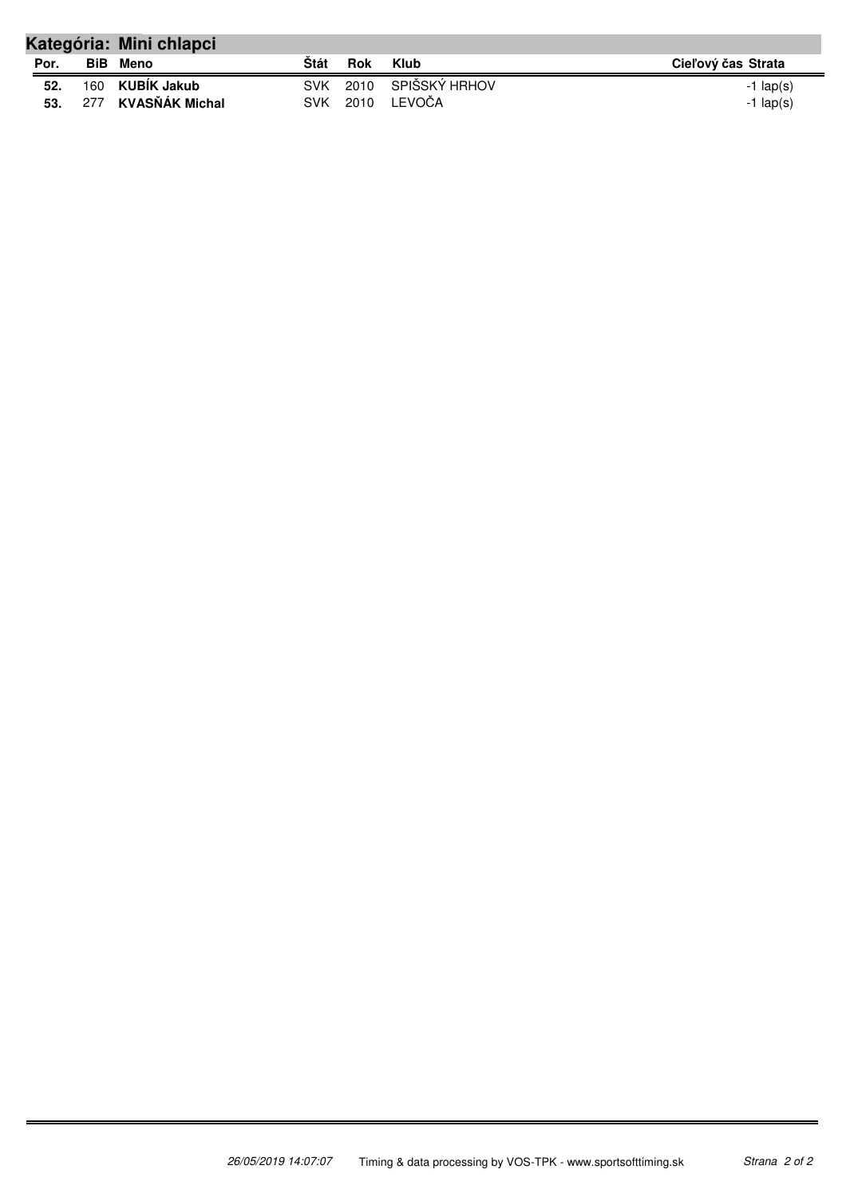## Kategória: Mini chlapci

| Por. | BiB | Meno | Štát | Rok | Klub | Cieľový čas | Strata |
|---|---|---|---|---|---|---|---|
| **52.** | 160 | **KUBÍK Jakub** | SVK | 2010 | SPIŠSKÝ HRHOV | | -1 lap(s) |
| **53.** | 277 | **KVASŇÁK Michal** | SVK | 2010 | LEVOČA | | -1 lap(s) |

*26/05/2019 14:07:07* Timing & data processing by VOS-TPK - www.sportsofttiming.sk